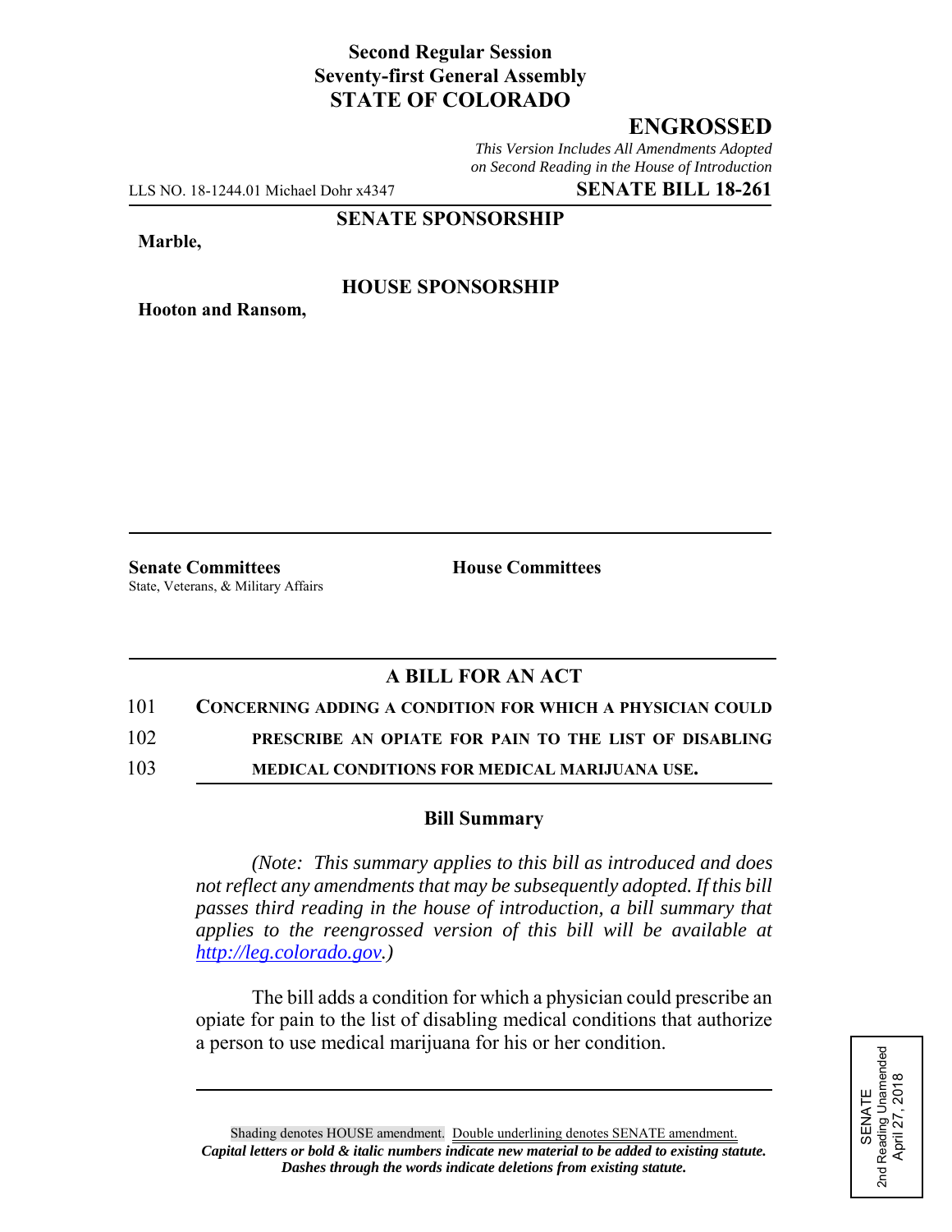**Second Regular Session**
**Seventy-first General Assembly**
**STATE OF COLORADO**

# ENGROSSED

*This Version Includes All Amendments Adopted on Second Reading in the House of Introduction*

LLS NO. 18-1244.01 Michael Dohr x4347 **SENATE BILL 18-261**

**SENATE SPONSORSHIP**

**Marble,**

**HOUSE SPONSORSHIP**

**Hooton and Ransom,**

**Senate Committees**
State, Veterans, & Military Affairs

**House Committees**

## A BILL FOR AN ACT

101 **CONCERNING ADDING A CONDITION FOR WHICH A PHYSICIAN COULD**
102 **PRESCRIBE AN OPIATE FOR PAIN TO THE LIST OF DISABLING**
103 **MEDICAL CONDITIONS FOR MEDICAL MARIJUANA USE.**

### Bill Summary

*(Note: This summary applies to this bill as introduced and does not reflect any amendments that may be subsequently adopted. If this bill passes third reading in the house of introduction, a bill summary that applies to the reengrossed version of this bill will be available at http://leg.colorado.gov.)*

The bill adds a condition for which a physician could prescribe an opiate for pain to the list of disabling medical conditions that authorize a person to use medical marijuana for his or her condition.

SENATE
2nd Reading Unamended
April 27, 2018

Shading denotes HOUSE amendment. Double underlining denotes SENATE amendment.
***Capital letters or bold & italic numbers indicate new material to be added to existing statute.***
***Dashes through the words indicate deletions from existing statute.***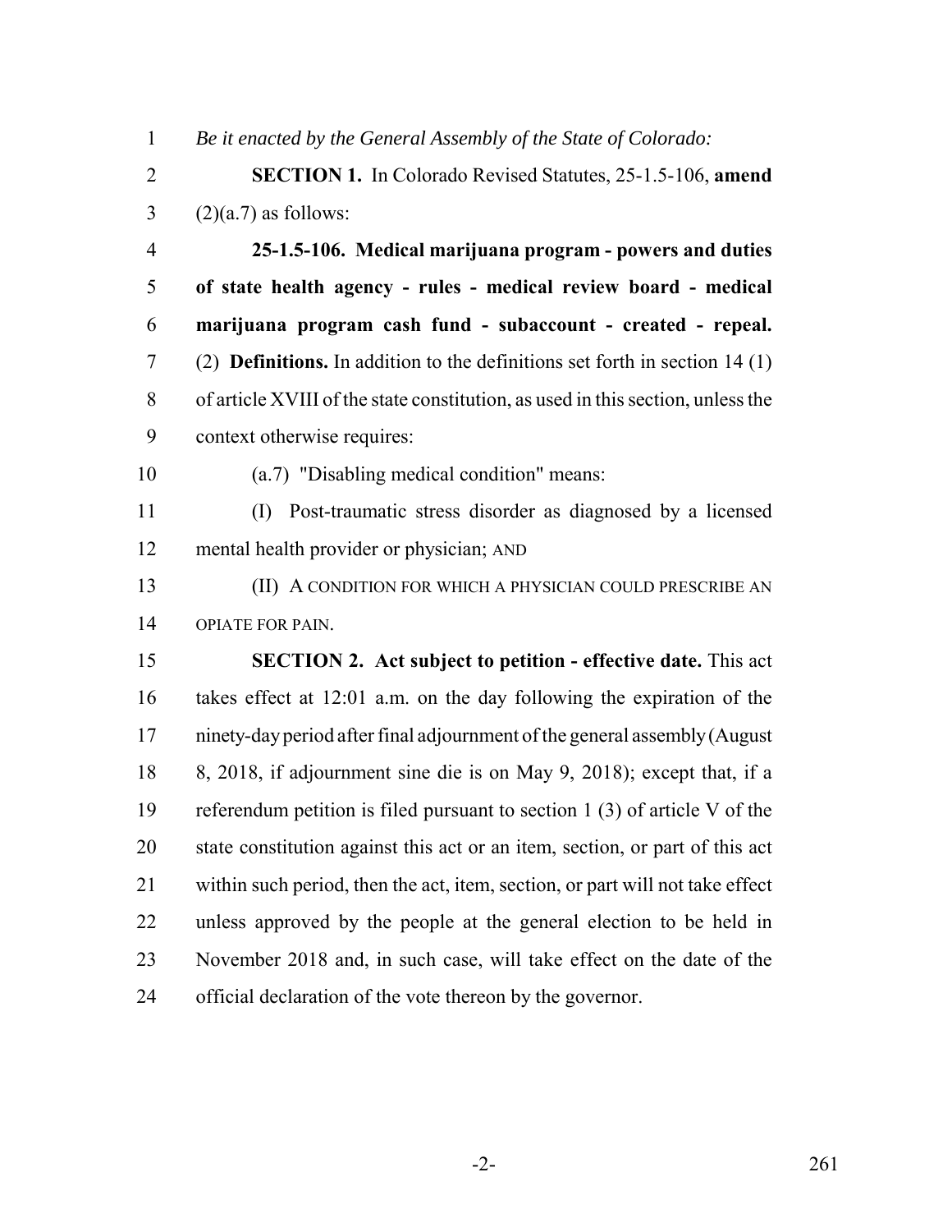*Be it enacted by the General Assembly of the State of Colorado:*

**SECTION 1.** In Colorado Revised Statutes, 25-1.5-106, **amend** (2)(a.7) as follows:

**25-1.5-106. Medical marijuana program - powers and duties of state health agency - rules - medical review board - medical marijuana program cash fund - subaccount - created - repeal.** (2) **Definitions.** In addition to the definitions set forth in section 14 (1) of article XVIII of the state constitution, as used in this section, unless the context otherwise requires:

(a.7) "Disabling medical condition" means:

(I) Post-traumatic stress disorder as diagnosed by a licensed mental health provider or physician; AND

(II) A CONDITION FOR WHICH A PHYSICIAN COULD PRESCRIBE AN OPIATE FOR PAIN.

**SECTION 2. Act subject to petition - effective date.** This act takes effect at 12:01 a.m. on the day following the expiration of the ninety-day period after final adjournment of the general assembly (August 8, 2018, if adjournment sine die is on May 9, 2018); except that, if a referendum petition is filed pursuant to section 1 (3) of article V of the state constitution against this act or an item, section, or part of this act within such period, then the act, item, section, or part will not take effect unless approved by the people at the general election to be held in November 2018 and, in such case, will take effect on the date of the official declaration of the vote thereon by the governor.